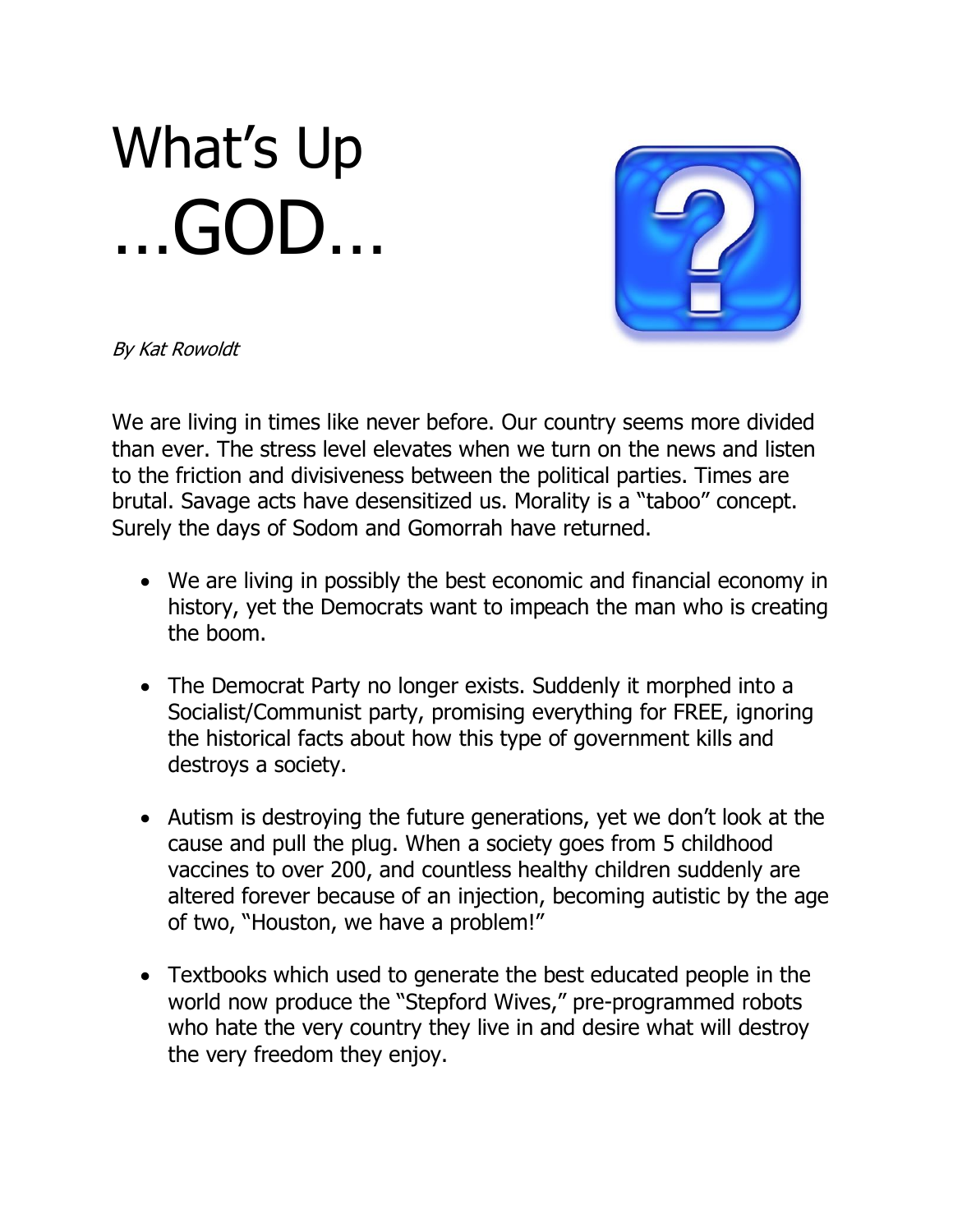# What's Up …GOD…

*By Kat Rowoldt*

We are living in times like never before. Our country seems more divided than ever. The stress level elevates when we turn on the news and listen to the friction and divisiveness between the political parties. Times are brutal. Savage acts have desensitized us. Morality is a "taboo" concept. Surely the days of Sodom and Gomorrah have returned.

- We are living in possibly the best economic and financial economy in history, yet the Democrats want to impeach the man who is creating the boom.
- The Democrat Party no longer exists. Suddenly it morphed into a Socialist/Communist party, promising everything for FREE, ignoring the historical facts about how this type of government kills and destroys a society.
- Autism is destroying the future generations, yet we don't look at the cause and pull the plug. When a society goes from 5 childhood vaccines to over 200, and countless healthy children suddenly are altered forever because of an injection, becoming autistic by the age of two, "Houston, we have a problem!"
- Textbooks which used to generate the best educated people in the world now produce the "Stepford Wives," pre-programmed robots who hate the very country they live in and desire what will destroy the very freedom they enjoy.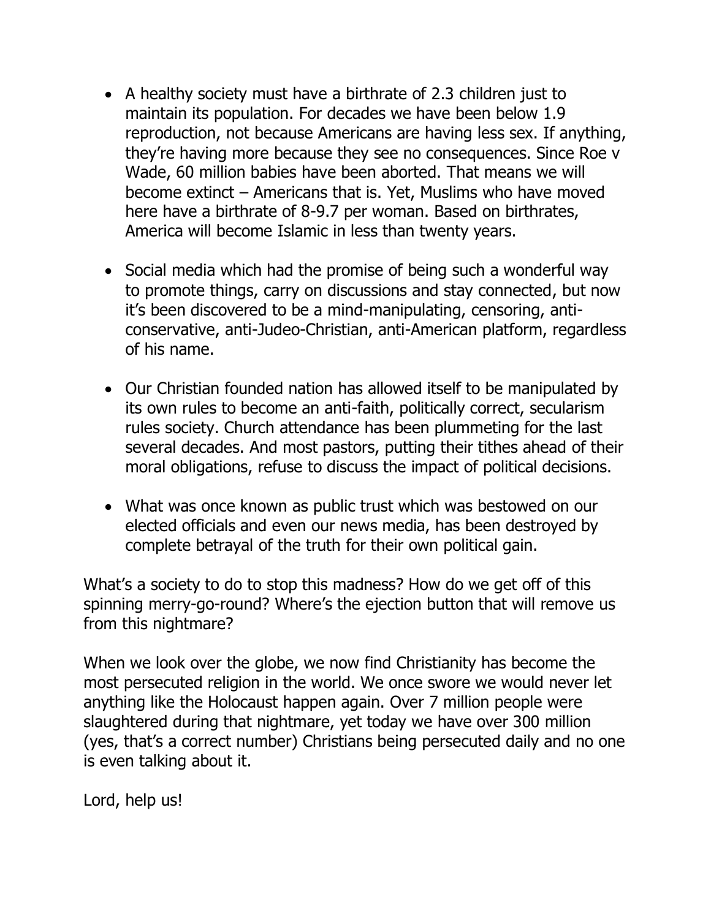- A healthy society must have a birthrate of 2.3 children just to maintain its population. For decades we have been below 1.9 reproduction, not because Americans are having less sex. If anything, they're having more because they see no consequences. Since Roe v Wade, 60 million babies have been aborted. That means we will become extinct – Americans that is. Yet, Muslims who have moved here have a birthrate of 8-9.7 per woman. Based on birthrates, America will become Islamic in less than twenty years.

- Social media which had the promise of being such a wonderful way to promote things, carry on discussions and stay connected, but now it's been discovered to be a mind-manipulating, censoring, anti-conservative, anti-Judeo-Christian, anti-American platform, regardless of his name.

- Our Christian founded nation has allowed itself to be manipulated by its own rules to become an anti-faith, politically correct, secularism rules society. Church attendance has been plummeting for the last several decades. And most pastors, putting their tithes ahead of their moral obligations, refuse to discuss the impact of political decisions.

- What was once known as public trust which was bestowed on our elected officials and even our news media, has been destroyed by complete betrayal of the truth for their own political gain.

What's a society to do to stop this madness? How do we get off of this spinning merry-go-round? Where's the ejection button that will remove us from this nightmare?

When we look over the globe, we now find Christianity has become the most persecuted religion in the world. We once swore we would never let anything like the Holocaust happen again. Over 7 million people were slaughtered during that nightmare, yet today we have over 300 million (yes, that's a correct number) Christians being persecuted daily and no one is even talking about it.

Lord, help us!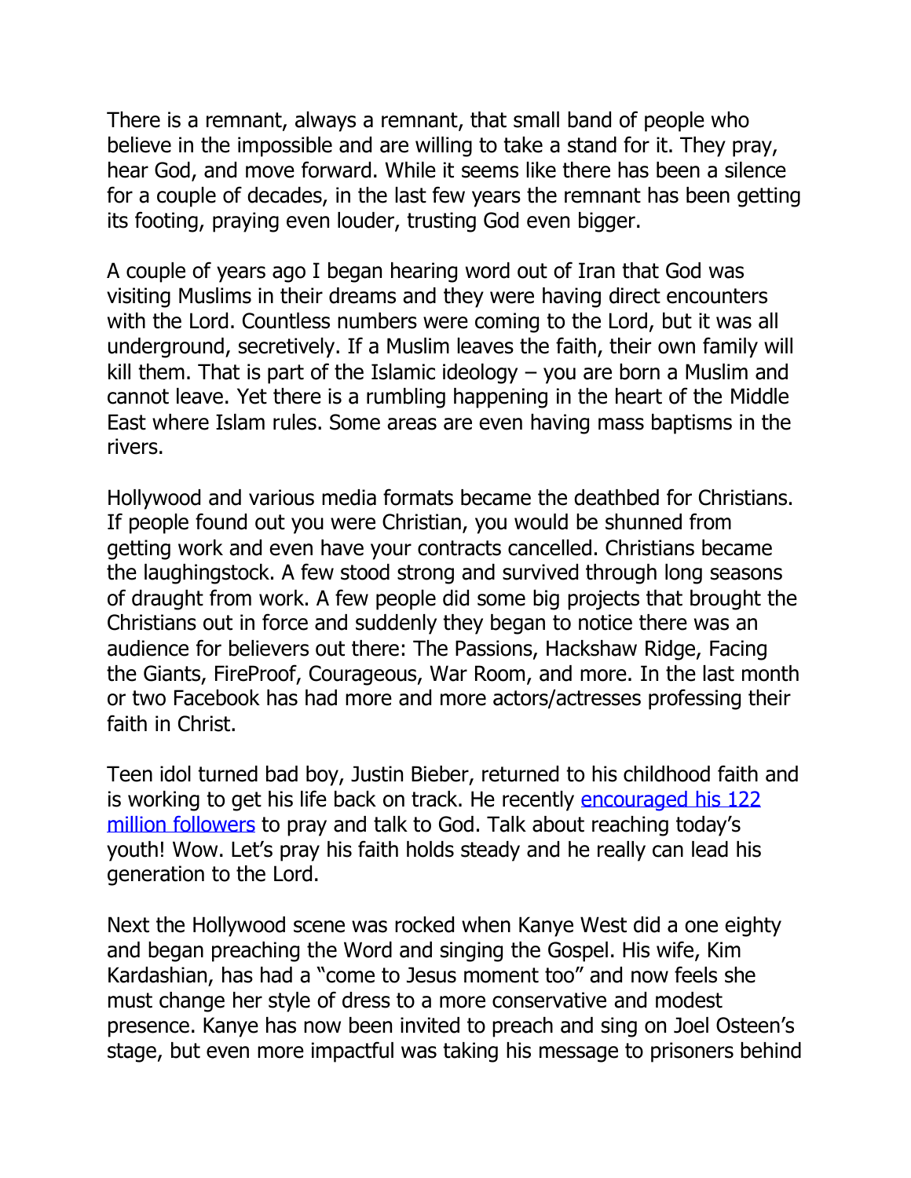There is a remnant, always a remnant, that small band of people who believe in the impossible and are willing to take a stand for it. They pray, hear God, and move forward. While it seems like there has been a silence for a couple of decades, in the last few years the remnant has been getting its footing, praying even louder, trusting God even bigger.

A couple of years ago I began hearing word out of Iran that God was visiting Muslims in their dreams and they were having direct encounters with the Lord. Countless numbers were coming to the Lord, but it was all underground, secretively. If a Muslim leaves the faith, their own family will kill them. That is part of the Islamic ideology – you are born a Muslim and cannot leave. Yet there is a rumbling happening in the heart of the Middle East where Islam rules. Some areas are even having mass baptisms in the rivers.

Hollywood and various media formats became the deathbed for Christians. If people found out you were Christian, you would be shunned from getting work and even have your contracts cancelled. Christians became the laughingstock. A few stood strong and survived through long seasons of draught from work. A few people did some big projects that brought the Christians out in force and suddenly they began to notice there was an audience for believers out there: The Passions, Hackshaw Ridge, Facing the Giants, FireProof, Courageous, War Room, and more. In the last month or two Facebook has had more and more actors/actresses professing their faith in Christ.

Teen idol turned bad boy, Justin Bieber, returned to his childhood faith and is working to get his life back on track. He recently encouraged his 122 million followers to pray and talk to God. Talk about reaching today's youth! Wow. Let's pray his faith holds steady and he really can lead his generation to the Lord.

Next the Hollywood scene was rocked when Kanye West did a one eighty and began preaching the Word and singing the Gospel. His wife, Kim Kardashian, has had a "come to Jesus moment too" and now feels she must change her style of dress to a more conservative and modest presence. Kanye has now been invited to preach and sing on Joel Osteen's stage, but even more impactful was taking his message to prisoners behind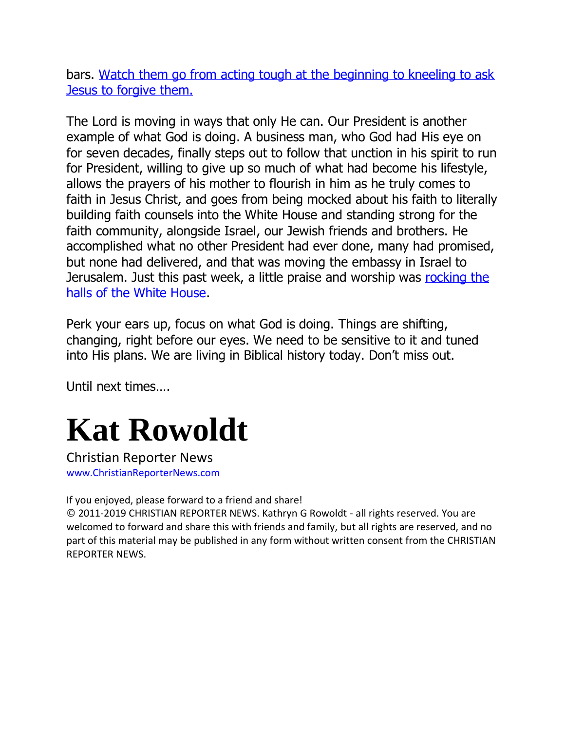bars. Watch them go from acting tough at the beginning to kneeling to ask Jesus to forgive them.

The Lord is moving in ways that only He can. Our President is another example of what God is doing. A business man, who God had His eye on for seven decades, finally steps out to follow that unction in his spirit to run for President, willing to give up so much of what had become his lifestyle, allows the prayers of his mother to flourish in him as he truly comes to faith in Jesus Christ, and goes from being mocked about his faith to literally building faith counsels into the White House and standing strong for the faith community, alongside Israel, our Jewish friends and brothers. He accomplished what no other President had ever done, many had promised, but none had delivered, and that was moving the embassy in Israel to Jerusalem. Just this past week, a little praise and worship was rocking the halls of the White House.

Perk your ears up, focus on what God is doing. Things are shifting, changing, right before our eyes. We need to be sensitive to it and tuned into His plans. We are living in Biblical history today. Don't miss out.

Until next times….

# Kat Rowoldt

Christian Reporter News
www.ChristianReporterNews.com

If you enjoyed, please forward to a friend and share!
© 2011-2019 CHRISTIAN REPORTER NEWS. Kathryn G Rowoldt - all rights reserved. You are welcomed to forward and share this with friends and family, but all rights are reserved, and no part of this material may be published in any form without written consent from the CHRISTIAN REPORTER NEWS.